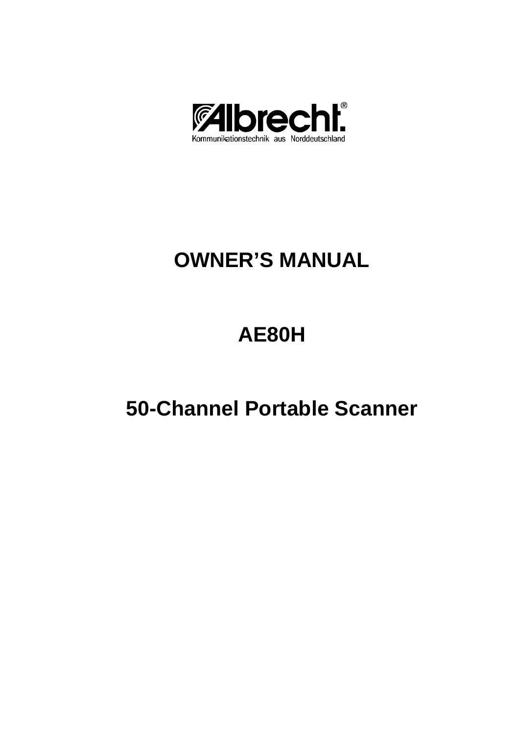Albrecht®

Kommunikationstechnik aus Norddeutschland

# OWNER'S MANUAL

# AE80H

# 50-Channel Portable Scanner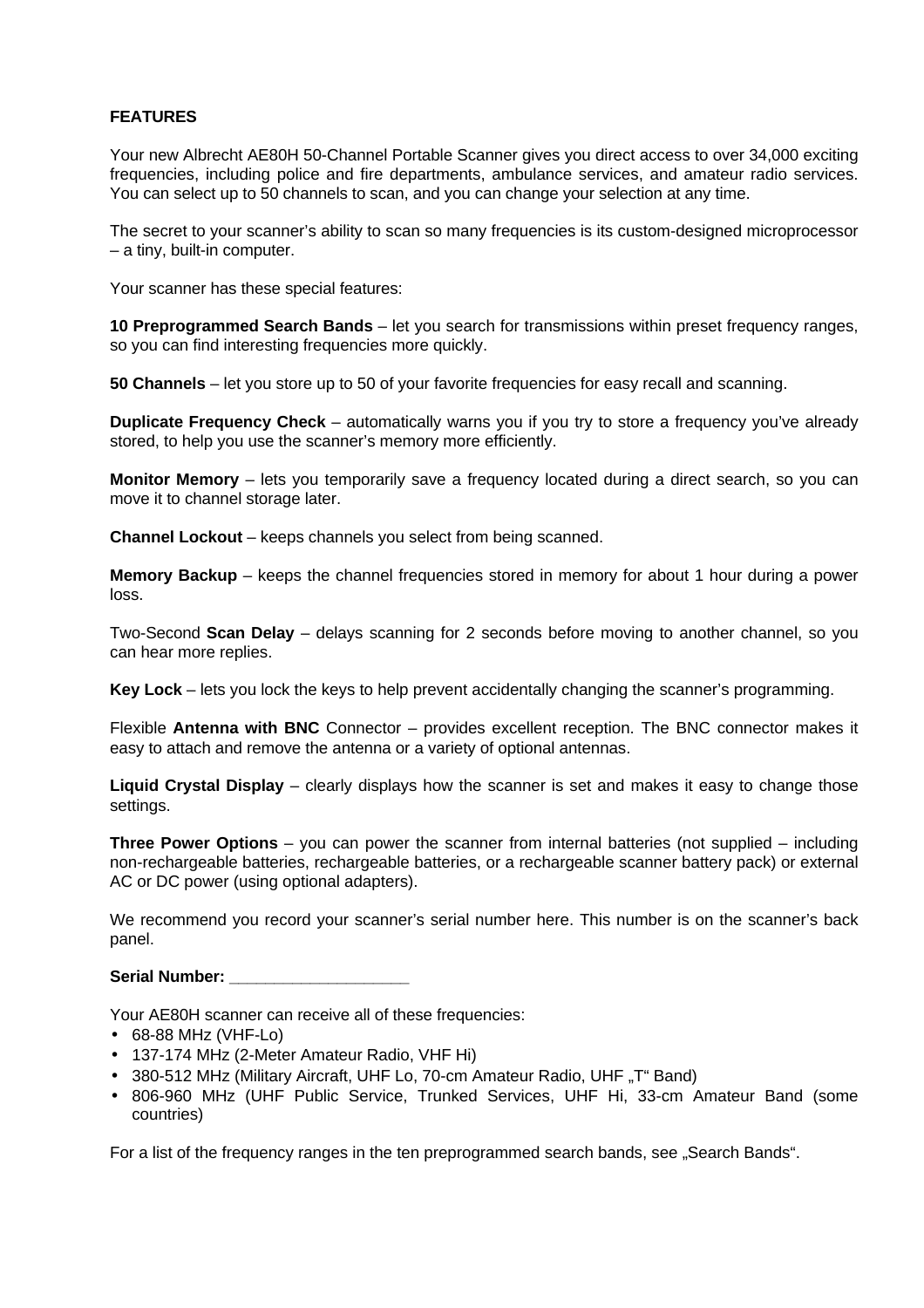## FEATURES

Your new Albrecht AE80H 50-Channel Portable Scanner gives you direct access to over 34,000 exciting frequencies, including police and fire departments, ambulance services, and amateur radio services. You can select up to 50 channels to scan, and you can change your selection at any time.

The secret to your scanner's ability to scan so many frequencies is its custom-designed microprocessor – a tiny, built-in computer.

Your scanner has these special features:

**10 Preprogrammed Search Bands** – let you search for transmissions within preset frequency ranges, so you can find interesting frequencies more quickly.

**50 Channels** – let you store up to 50 of your favorite frequencies for easy recall and scanning.

**Duplicate Frequency Check** – automatically warns you if you try to store a frequency you've already stored, to help you use the scanner's memory more efficiently.

**Monitor Memory** – lets you temporarily save a frequency located during a direct search, so you can move it to channel storage later.

**Channel Lockout** – keeps channels you select from being scanned.

**Memory Backup** – keeps the channel frequencies stored in memory for about 1 hour during a power loss.

Two-Second **Scan Delay** – delays scanning for 2 seconds before moving to another channel, so you can hear more replies.

**Key Lock** – lets you lock the keys to help prevent accidentally changing the scanner's programming.

Flexible **Antenna with BNC** Connector – provides excellent reception. The BNC connector makes it easy to attach and remove the antenna or a variety of optional antennas.

**Liquid Crystal Display** – clearly displays how the scanner is set and makes it easy to change those settings.

**Three Power Options** – you can power the scanner from internal batteries (not supplied – including non-rechargeable batteries, rechargeable batteries, or a rechargeable scanner battery pack) or external AC or DC power (using optional adapters).

We recommend you record your scanner's serial number here. This number is on the scanner's back panel.

**Serial Number: ____________________**

Your AE80H scanner can receive all of these frequencies:

- 68-88 MHz (VHF-Lo)
- 137-174 MHz (2-Meter Amateur Radio, VHF Hi)
- 380-512 MHz (Military Aircraft, UHF Lo, 70-cm Amateur Radio, UHF „T" Band)
- 806-960 MHz (UHF Public Service, Trunked Services, UHF Hi, 33-cm Amateur Band (some countries)

For a list of the frequency ranges in the ten preprogrammed search bands, see „Search Bands".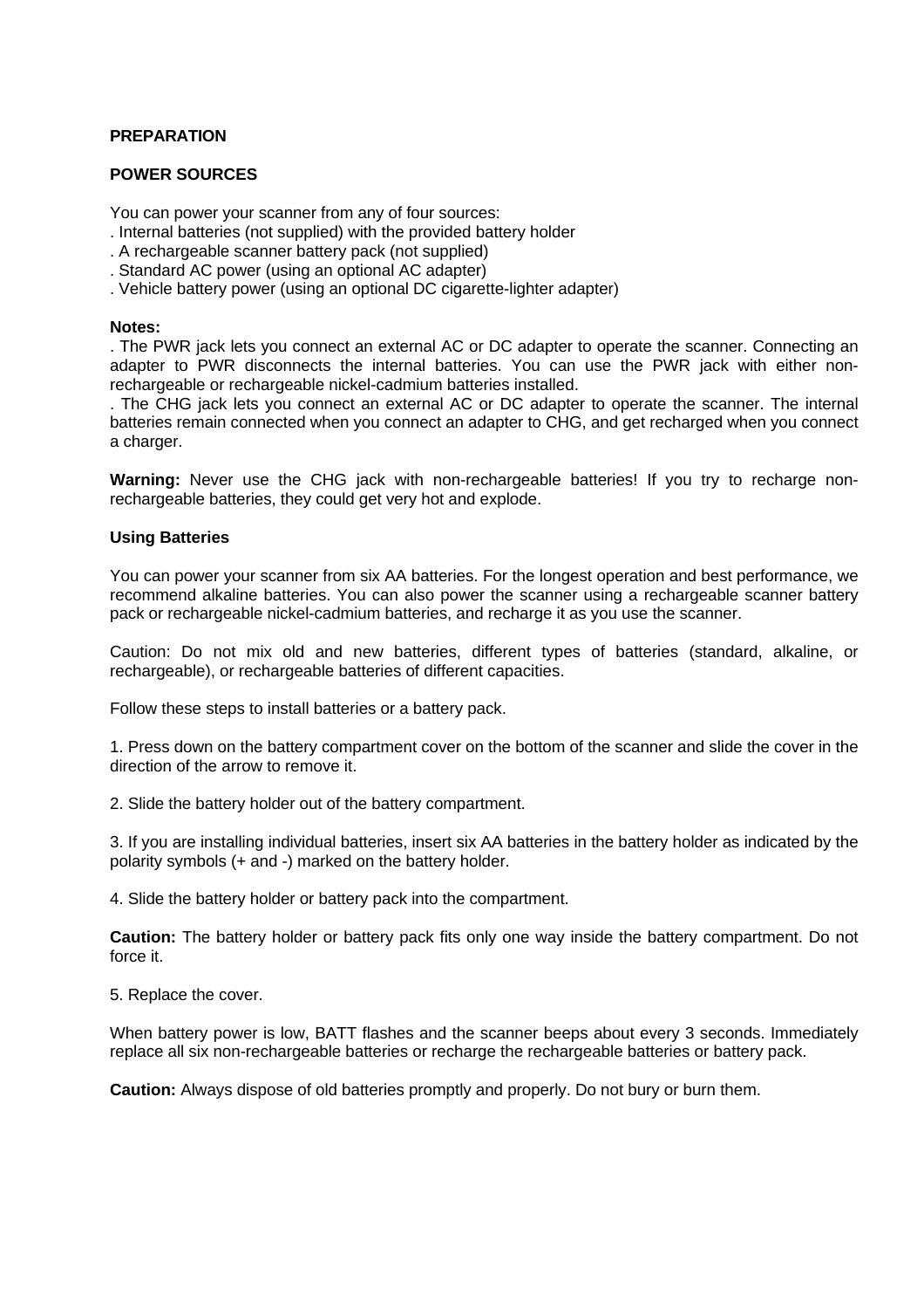## PREPARATION

### POWER SOURCES

You can power your scanner from any of four sources:

- Internal batteries (not supplied) with the provided battery holder
- A rechargeable scanner battery pack (not supplied)
- Standard AC power (using an optional AC adapter)
- Vehicle battery power (using an optional DC cigarette-lighter adapter)

**Notes:**

- The PWR jack lets you connect an external AC or DC adapter to operate the scanner. Connecting an adapter to PWR disconnects the internal batteries. You can use the PWR jack with either non-rechargeable or rechargeable nickel-cadmium batteries installed.
- The CHG jack lets you connect an external AC or DC adapter to operate the scanner. The internal batteries remain connected when you connect an adapter to CHG, and get recharged when you connect a charger.

**Warning:** Never use the CHG jack with non-rechargeable batteries! If you try to recharge non-rechargeable batteries, they could get very hot and explode.

### Using Batteries

You can power your scanner from six AA batteries. For the longest operation and best performance, we recommend alkaline batteries. You can also power the scanner using a rechargeable scanner battery pack or rechargeable nickel-cadmium batteries, and recharge it as you use the scanner.

Caution: Do not mix old and new batteries, different types of batteries (standard, alkaline, or rechargeable), or rechargeable batteries of different capacities.

Follow these steps to install batteries or a battery pack.

1. Press down on the battery compartment cover on the bottom of the scanner and slide the cover in the direction of the arrow to remove it.

2. Slide the battery holder out of the battery compartment.

3. If you are installing individual batteries, insert six AA batteries in the battery holder as indicated by the polarity symbols (+ and -) marked on the battery holder.

4. Slide the battery holder or battery pack into the compartment.

**Caution:** The battery holder or battery pack fits only one way inside the battery compartment. Do not force it.

5. Replace the cover.

When battery power is low, BATT flashes and the scanner beeps about every 3 seconds. Immediately replace all six non-rechargeable batteries or recharge the rechargeable batteries or battery pack.

**Caution:** Always dispose of old batteries promptly and properly. Do not bury or burn them.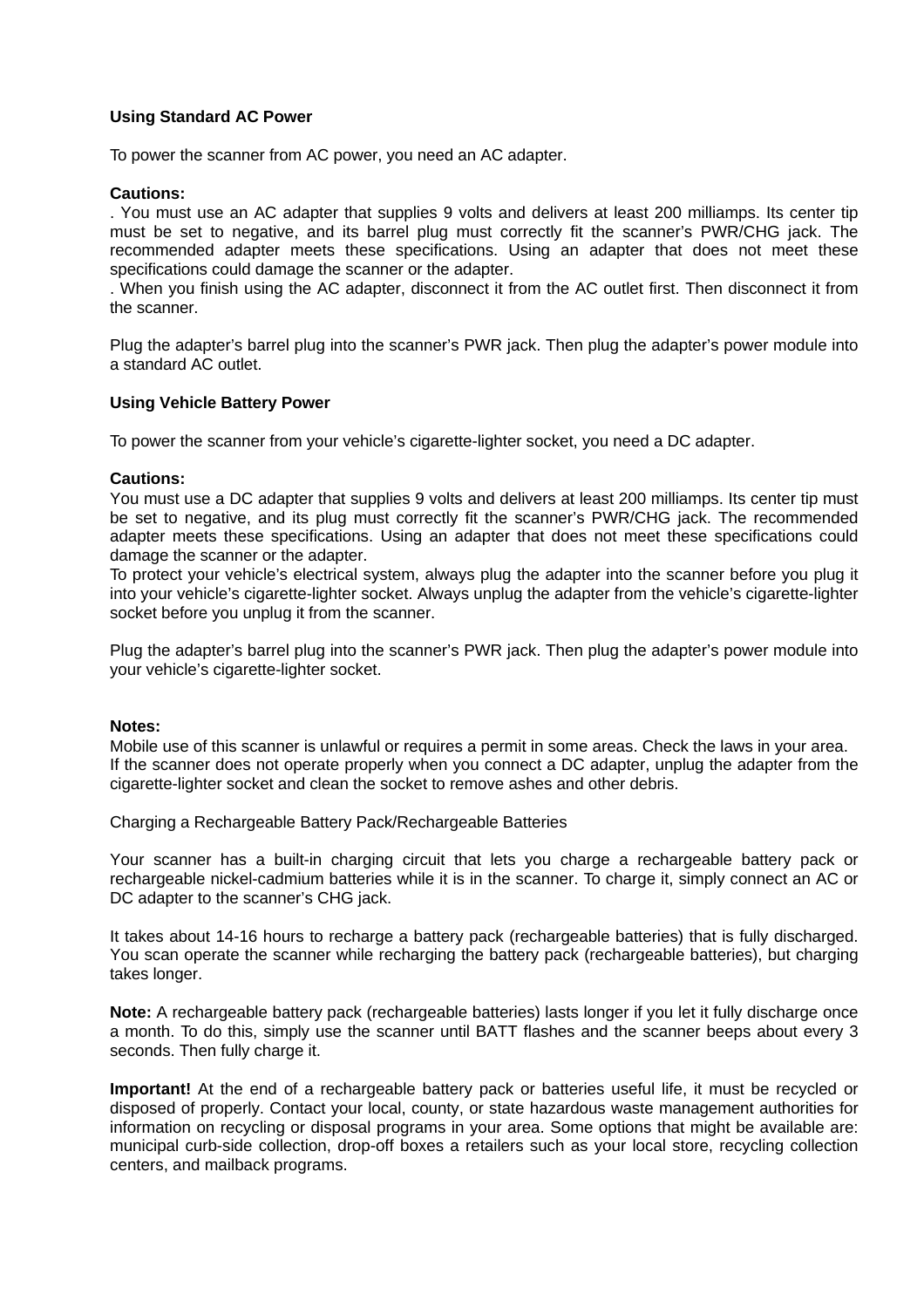**Using Standard AC Power**

To power the scanner from AC power, you need an AC adapter.

**Cautions:**

. You must use an AC adapter that supplies 9 volts and delivers at least 200 milliamps. Its center tip must be set to negative, and its barrel plug must correctly fit the scanner's PWR/CHG jack. The recommended adapter meets these specifications. Using an adapter that does not meet these specifications could damage the scanner or the adapter.

. When you finish using the AC adapter, disconnect it from the AC outlet first. Then disconnect it from the scanner.

Plug the adapter's barrel plug into the scanner's PWR jack. Then plug the adapter's power module into a standard AC outlet.

**Using Vehicle Battery Power**

To power the scanner from your vehicle's cigarette-lighter socket, you need a DC adapter.

**Cautions:**

You must use a DC adapter that supplies 9 volts and delivers at least 200 milliamps. Its center tip must be set to negative, and its plug must correctly fit the scanner's PWR/CHG jack. The recommended adapter meets these specifications. Using an adapter that does not meet these specifications could damage the scanner or the adapter.

To protect your vehicle's electrical system, always plug the adapter into the scanner before you plug it into your vehicle's cigarette-lighter socket. Always unplug the adapter from the vehicle's cigarette-lighter socket before you unplug it from the scanner.

Plug the adapter's barrel plug into the scanner's PWR jack. Then plug the adapter's power module into your vehicle's cigarette-lighter socket.

**Notes:**

Mobile use of this scanner is unlawful or requires a permit in some areas. Check the laws in your area.

If the scanner does not operate properly when you connect a DC adapter, unplug the adapter from the cigarette-lighter socket and clean the socket to remove ashes and other debris.

Charging a Rechargeable Battery Pack/Rechargeable Batteries

Your scanner has a built-in charging circuit that lets you charge a rechargeable battery pack or rechargeable nickel-cadmium batteries while it is in the scanner. To charge it, simply connect an AC or DC adapter to the scanner's CHG jack.

It takes about 14-16 hours to recharge a battery pack (rechargeable batteries) that is fully discharged. You scan operate the scanner while recharging the battery pack (rechargeable batteries), but charging takes longer.

**Note:** A rechargeable battery pack (rechargeable batteries) lasts longer if you let it fully discharge once a month. To do this, simply use the scanner until BATT flashes and the scanner beeps about every 3 seconds. Then fully charge it.

**Important!** At the end of a rechargeable battery pack or batteries useful life, it must be recycled or disposed of properly. Contact your local, county, or state hazardous waste management authorities for information on recycling or disposal programs in your area. Some options that might be available are: municipal curb-side collection, drop-off boxes a retailers such as your local store, recycling collection centers, and mailback programs.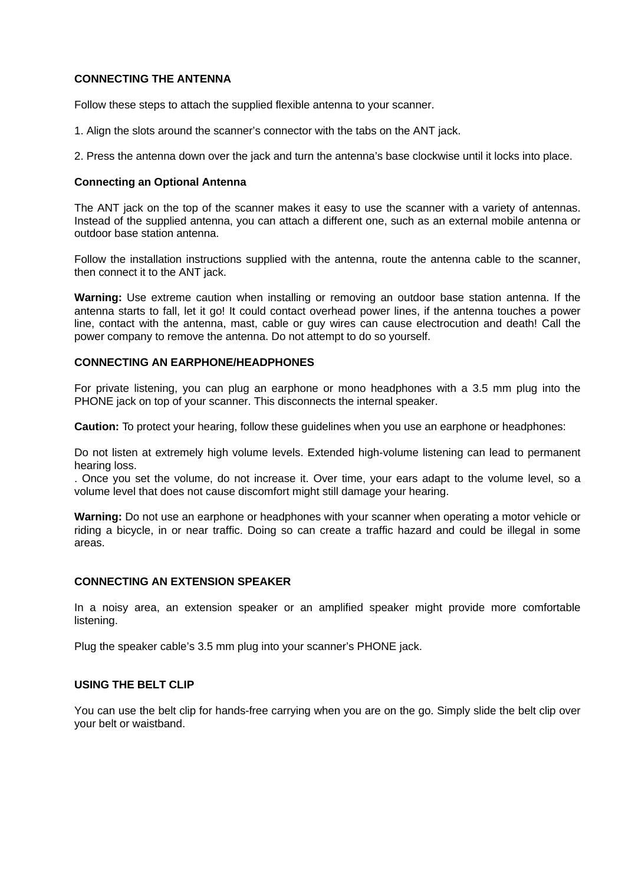## CONNECTING THE ANTENNA

Follow these steps to attach the supplied flexible antenna to your scanner.

1. Align the slots around the scanner's connector with the tabs on the ANT jack.

2. Press the antenna down over the jack and turn the antenna's base clockwise until it locks into place.

### Connecting an Optional Antenna

The ANT jack on the top of the scanner makes it easy to use the scanner with a variety of antennas. Instead of the supplied antenna, you can attach a different one, such as an external mobile antenna or outdoor base station antenna.

Follow the installation instructions supplied with the antenna, route the antenna cable to the scanner, then connect it to the ANT jack.

**Warning:** Use extreme caution when installing or removing an outdoor base station antenna. If the antenna starts to fall, let it go! It could contact overhead power lines, if the antenna touches a power line, contact with the antenna, mast, cable or guy wires can cause electrocution and death! Call the power company to remove the antenna. Do not attempt to do so yourself.

## CONNECTING AN EARPHONE/HEADPHONES

For private listening, you can plug an earphone or mono headphones with a 3.5 mm plug into the PHONE jack on top of your scanner. This disconnects the internal speaker.

**Caution:** To protect your hearing, follow these guidelines when you use an earphone or headphones:

Do not listen at extremely high volume levels. Extended high-volume listening can lead to permanent hearing loss.
. Once you set the volume, do not increase it. Over time, your ears adapt to the volume level, so a volume level that does not cause discomfort might still damage your hearing.

**Warning:** Do not use an earphone or headphones with your scanner when operating a motor vehicle or riding a bicycle, in or near traffic. Doing so can create a traffic hazard and could be illegal in some areas.

## CONNECTING AN EXTENSION SPEAKER

In a noisy area, an extension speaker or an amplified speaker might provide more comfortable listening.

Plug the speaker cable's 3.5 mm plug into your scanner's PHONE jack.

## USING THE BELT CLIP

You can use the belt clip for hands-free carrying when you are on the go. Simply slide the belt clip over your belt or waistband.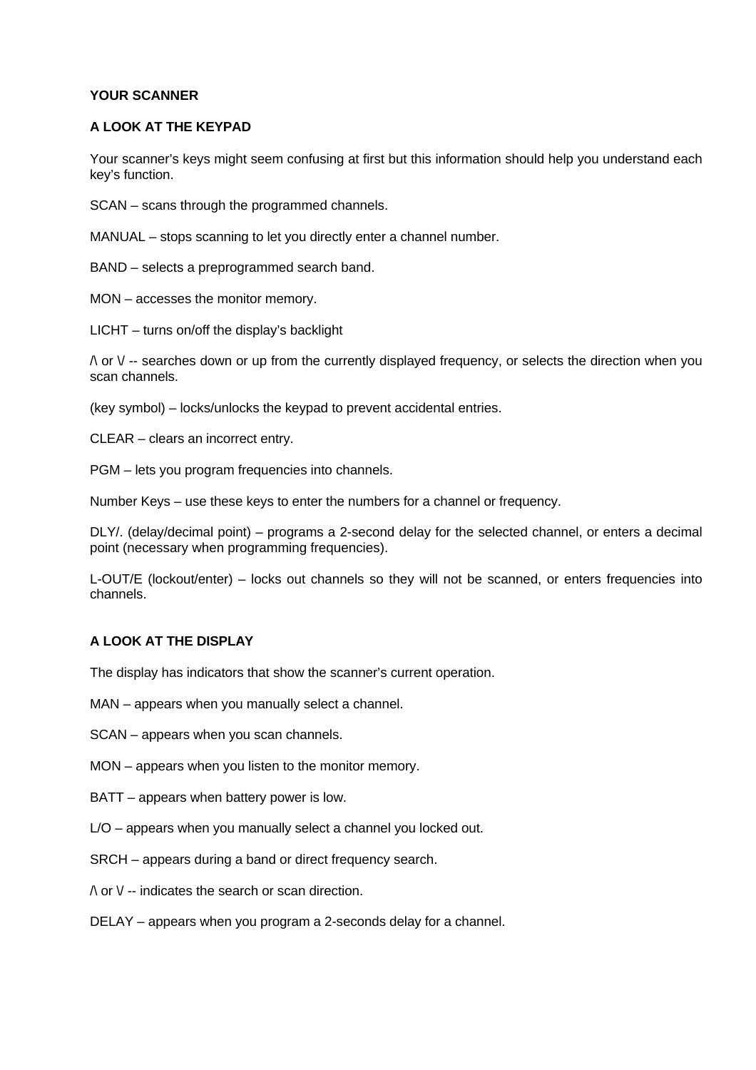**YOUR SCANNER**

**A LOOK AT THE KEYPAD**

Your scanner's keys might seem confusing at first but this information should help you understand each key's function.

SCAN – scans through the programmed channels.

MANUAL – stops scanning to let you directly enter a channel number.

BAND – selects a preprogrammed search band.

MON – accesses the monitor memory.

LICHT – turns on/off the display's backlight

/\ or \/ -- searches down or up from the currently displayed frequency, or selects the direction when you scan channels.

(key symbol) – locks/unlocks the keypad to prevent accidental entries.

CLEAR – clears an incorrect entry.

PGM – lets you program frequencies into channels.

Number Keys – use these keys to enter the numbers for a channel or frequency.

DLY/. (delay/decimal point) – programs a 2-second delay for the selected channel, or enters a decimal point (necessary when programming frequencies).

L-OUT/E (lockout/enter) – locks out channels so they will not be scanned, or enters frequencies into channels.

**A LOOK AT THE DISPLAY**

The display has indicators that show the scanner's current operation.

MAN – appears when you manually select a channel.

SCAN – appears when you scan channels.

MON – appears when you listen to the monitor memory.

BATT – appears when battery power is low.

L/O – appears when you manually select a channel you locked out.

SRCH – appears during a band or direct frequency search.

/\ or \/ -- indicates the search or scan direction.

DELAY – appears when you program a 2-seconds delay for a channel.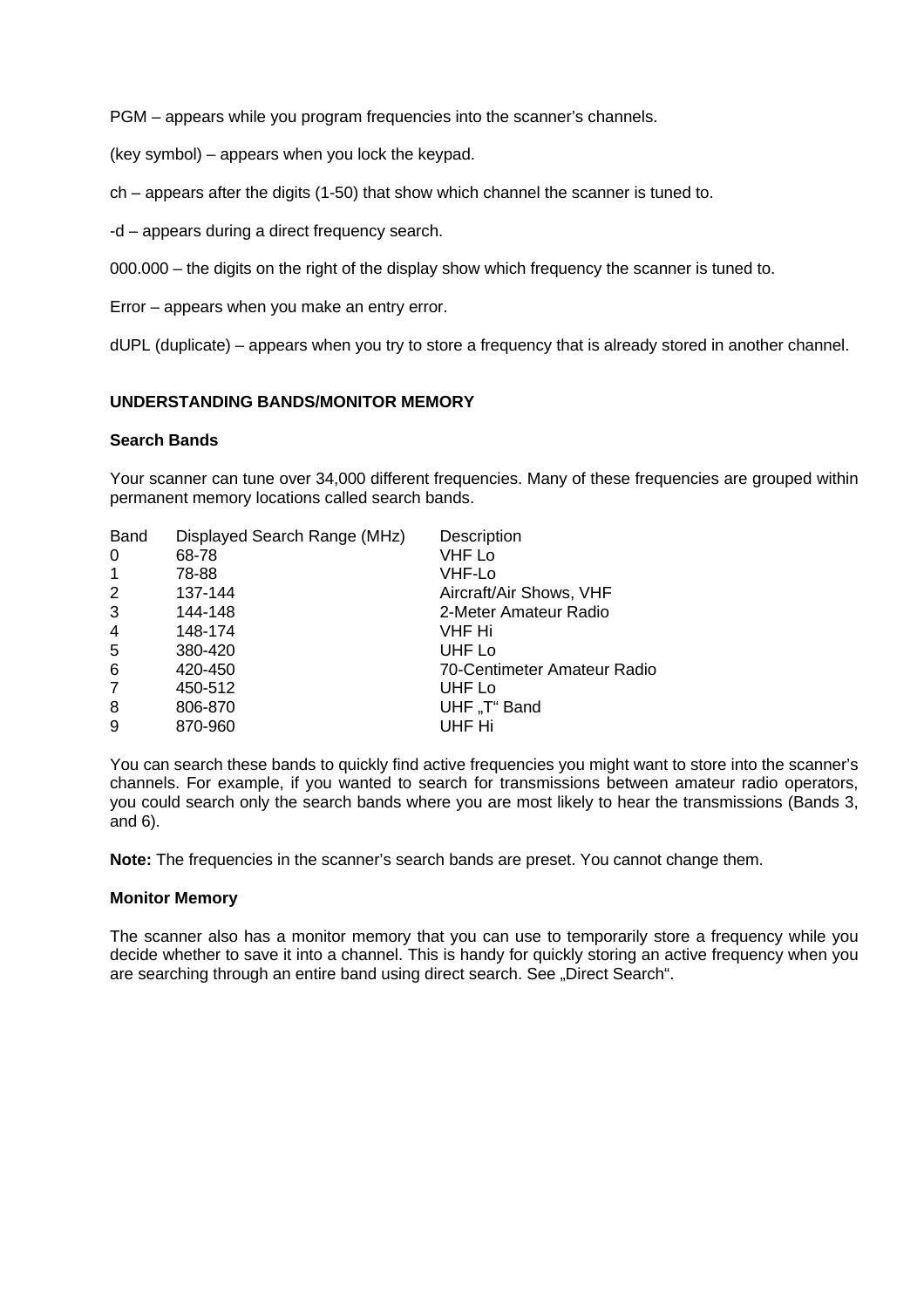PGM – appears while you program frequencies into the scanner's channels.

(key symbol) – appears when you lock the keypad.

ch – appears after the digits (1-50) that show which channel the scanner is tuned to.

-d – appears during a direct frequency search.

000.000 – the digits on the right of the display show which frequency the scanner is tuned to.

Error – appears when you make an entry error.

dUPL (duplicate) – appears when you try to store a frequency that is already stored in another channel.

## UNDERSTANDING BANDS/MONITOR MEMORY

### Search Bands

Your scanner can tune over 34,000 different frequencies. Many of these frequencies are grouped within permanent memory locations called search bands.

| Band | Displayed Search Range (MHz) | Description |
|---|---|---|
| 0 | 68-78 | VHF Lo |
| 1 | 78-88 | VHF-Lo |
| 2 | 137-144 | Aircraft/Air Shows, VHF |
| 3 | 144-148 | 2-Meter Amateur Radio |
| 4 | 148-174 | VHF Hi |
| 5 | 380-420 | UHF Lo |
| 6 | 420-450 | 70-Centimeter Amateur Radio |
| 7 | 450-512 | UHF Lo |
| 8 | 806-870 | UHF „T" Band |
| 9 | 870-960 | UHF Hi |

You can search these bands to quickly find active frequencies you might want to store into the scanner's channels. For example, if you wanted to search for transmissions between amateur radio operators, you could search only the search bands where you are most likely to hear the transmissions (Bands 3, and 6).

**Note:** The frequencies in the scanner's search bands are preset. You cannot change them.

### Monitor Memory

The scanner also has a monitor memory that you can use to temporarily store a frequency while you decide whether to save it into a channel. This is handy for quickly storing an active frequency when you are searching through an entire band using direct search. See „Direct Search".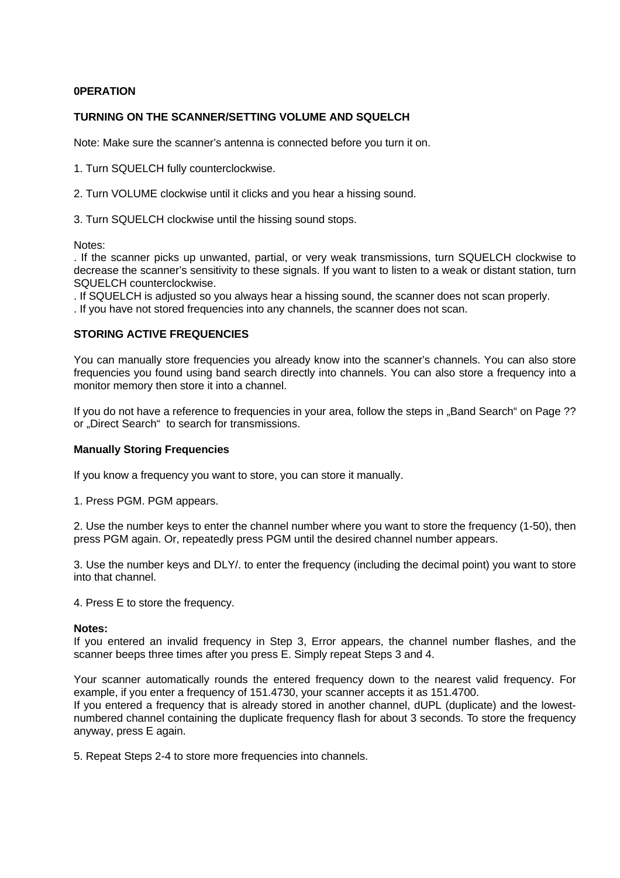**0PERATION**

**TURNING ON THE SCANNER/SETTING VOLUME AND SQUELCH**

Note: Make sure the scanner's antenna is connected before you turn it on.

1. Turn SQUELCH fully counterclockwise.

2. Turn VOLUME clockwise until it clicks and you hear a hissing sound.

3. Turn SQUELCH clockwise until the hissing sound stops.

Notes:
. If the scanner picks up unwanted, partial, or very weak transmissions, turn SQUELCH clockwise to decrease the scanner's sensitivity to these signals. If you want to listen to a weak or distant station, turn SQUELCH counterclockwise.
. If SQUELCH is adjusted so you always hear a hissing sound, the scanner does not scan properly.
. If you have not stored frequencies into any channels, the scanner does not scan.

**STORING ACTIVE FREQUENCIES**

You can manually store frequencies you already know into the scanner's channels. You can also store frequencies you found using band search directly into channels. You can also store a frequency into a monitor memory then store it into a channel.

If you do not have a reference to frequencies in your area, follow the steps in „Band Search" on Page ?? or „Direct Search" to search for transmissions.

**Manually Storing Frequencies**

If you know a frequency you want to store, you can store it manually.

1. Press PGM. PGM appears.

2. Use the number keys to enter the channel number where you want to store the frequency (1-50), then press PGM again. Or, repeatedly press PGM until the desired channel number appears.

3. Use the number keys and DLY/. to enter the frequency (including the decimal point) you want to store into that channel.

4. Press E to store the frequency.

**Notes:**
If you entered an invalid frequency in Step 3, Error appears, the channel number flashes, and the scanner beeps three times after you press E. Simply repeat Steps 3 and 4.

Your scanner automatically rounds the entered frequency down to the nearest valid frequency. For example, if you enter a frequency of 151.4730, your scanner accepts it as 151.4700.
If you entered a frequency that is already stored in another channel, dUPL (duplicate) and the lowest-numbered channel containing the duplicate frequency flash for about 3 seconds. To store the frequency anyway, press E again.

5. Repeat Steps 2-4 to store more frequencies into channels.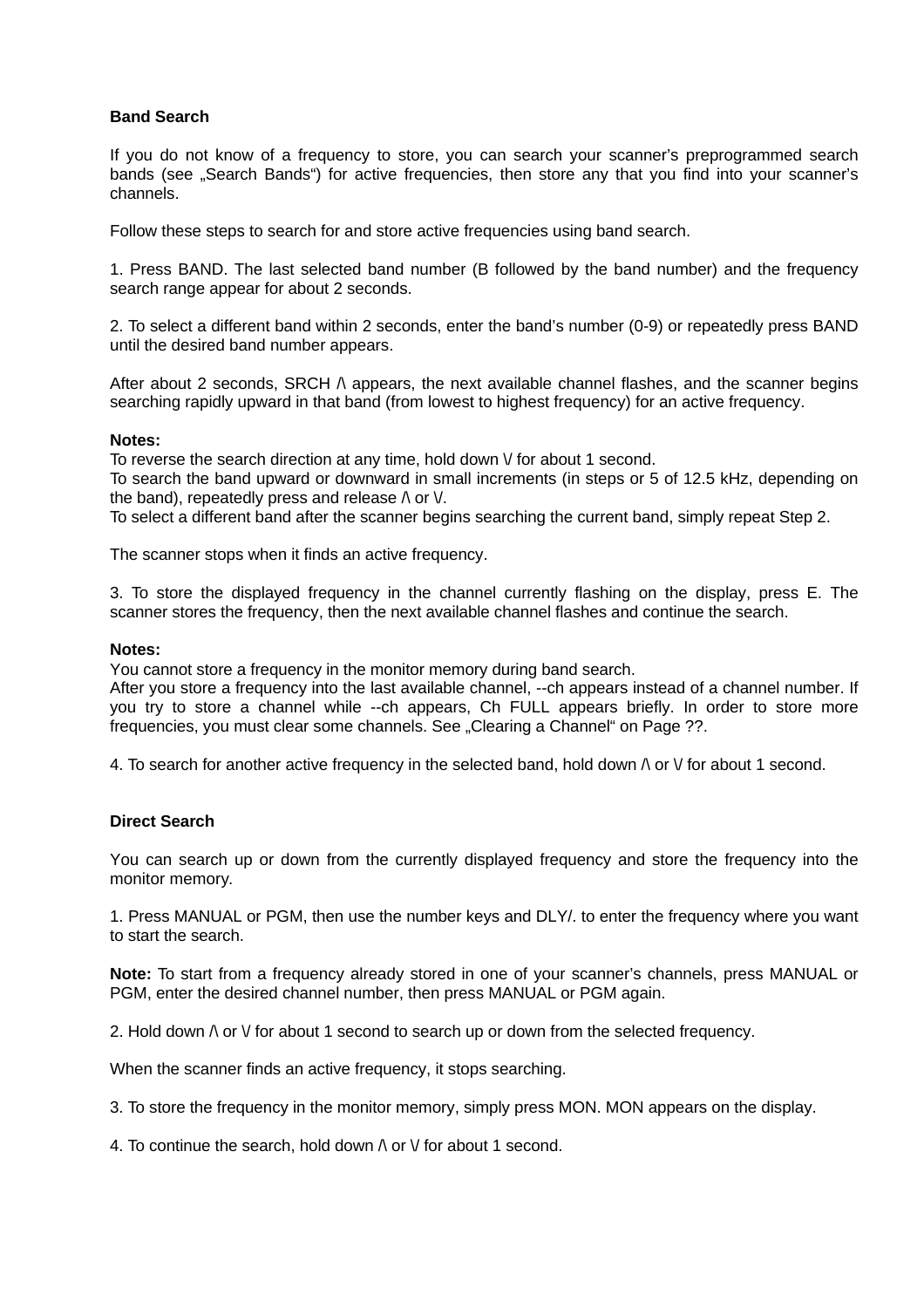**Band Search**

If you do not know of a frequency to store, you can search your scanner’s preprogrammed search bands (see „Search Bands“) for active frequencies, then store any that you find into your scanner’s channels.

Follow these steps to search for and store active frequencies using band search.

1. Press BAND. The last selected band number (B followed by the band number) and the frequency search range appear for about 2 seconds.

2. To select a different band within 2 seconds, enter the band’s number (0-9) or repeatedly press BAND until the desired band number appears.

After about 2 seconds, SRCH /\ appears, the next available channel flashes, and the scanner begins searching rapidly upward in that band (from lowest to highest frequency) for an active frequency.

**Notes:**
To reverse the search direction at any time, hold down \/ for about 1 second.
To search the band upward or downward in small increments (in steps or 5 of 12.5 kHz, depending on the band), repeatedly press and release /\ or \/.
To select a different band after the scanner begins searching the current band, simply repeat Step 2.

The scanner stops when it finds an active frequency.

3. To store the displayed frequency in the channel currently flashing on the display, press E. The scanner stores the frequency, then the next available channel flashes and continue the search.

**Notes:**
You cannot store a frequency in the monitor memory during band search.
After you store a frequency into the last available channel, --ch appears instead of a channel number. If you try to store a channel while --ch appears, Ch FULL appears briefly. In order to store more frequencies, you must clear some channels. See „Clearing a Channel“ on Page ??.

4. To search for another active frequency in the selected band, hold down /\ or \/ for about 1 second.

**Direct Search**

You can search up or down from the currently displayed frequency and store the frequency into the monitor memory.

1. Press MANUAL or PGM, then use the number keys and DLY/. to enter the frequency where you want to start the search.

**Note:** To start from a frequency already stored in one of your scanner’s channels, press MANUAL or PGM, enter the desired channel number, then press MANUAL or PGM again.

2. Hold down /\ or \/ for about 1 second to search up or down from the selected frequency.

When the scanner finds an active frequency, it stops searching.

3. To store the frequency in the monitor memory, simply press MON. MON appears on the display.

4. To continue the search, hold down /\ or \/ for about 1 second.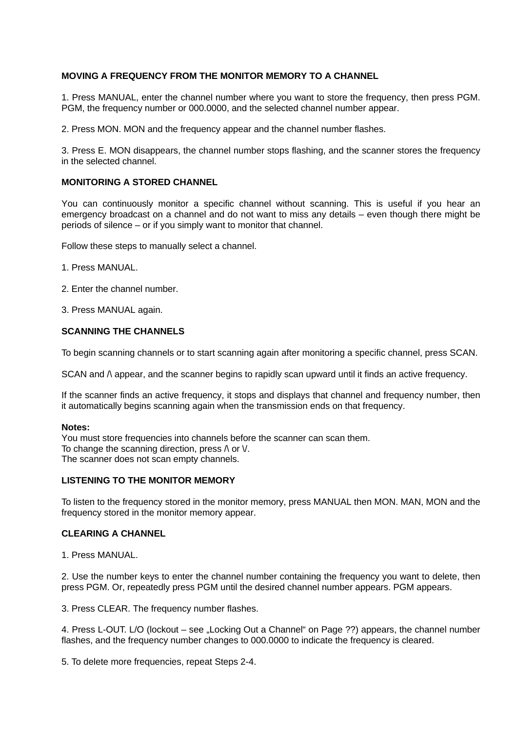**MOVING A FREQUENCY FROM THE MONITOR MEMORY TO A CHANNEL**

1. Press MANUAL, enter the channel number where you want to store the frequency, then press PGM. PGM, the frequency number or 000.0000, and the selected channel number appear.

2. Press MON. MON and the frequency appear and the channel number flashes.

3. Press E. MON disappears, the channel number stops flashing, and the scanner stores the frequency in the selected channel.

**MONITORING A STORED CHANNEL**

You can continuously monitor a specific channel without scanning. This is useful if you hear an emergency broadcast on a channel and do not want to miss any details – even though there might be periods of silence – or if you simply want to monitor that channel.

Follow these steps to manually select a channel.

1. Press MANUAL.

2. Enter the channel number.

3. Press MANUAL again.

**SCANNING THE CHANNELS**

To begin scanning channels or to start scanning again after monitoring a specific channel, press SCAN.

SCAN and /\ appear, and the scanner begins to rapidly scan upward until it finds an active frequency.

If the scanner finds an active frequency, it stops and displays that channel and frequency number, then it automatically begins scanning again when the transmission ends on that frequency.

**Notes:**
You must store frequencies into channels before the scanner can scan them.
To change the scanning direction, press /\ or \/.
The scanner does not scan empty channels.

**LISTENING TO THE MONITOR MEMORY**

To listen to the frequency stored in the monitor memory, press MANUAL then MON. MAN, MON and the frequency stored in the monitor memory appear.

**CLEARING A CHANNEL**

1. Press MANUAL.

2. Use the number keys to enter the channel number containing the frequency you want to delete, then press PGM. Or, repeatedly press PGM until the desired channel number appears. PGM appears.

3. Press CLEAR. The frequency number flashes.

4. Press L-OUT. L/O (lockout – see „Locking Out a Channel“ on Page ??) appears, the channel number flashes, and the frequency number changes to 000.0000 to indicate the frequency is cleared.

5. To delete more frequencies, repeat Steps 2-4.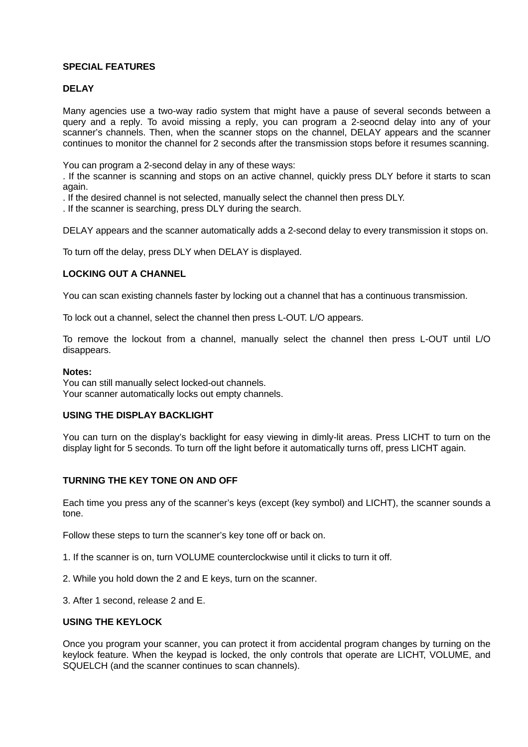**SPECIAL FEATURES**

**DELAY**

Many agencies use a two-way radio system that might have a pause of several seconds between a query and a reply. To avoid missing a reply, you can program a 2-seocnd delay into any of your scanner's channels. Then, when the scanner stops on the channel, DELAY appears and the scanner continues to monitor the channel for 2 seconds after the transmission stops before it resumes scanning.

You can program a 2-second delay in any of these ways:
. If the scanner is scanning and stops on an active channel, quickly press DLY before it starts to scan again.
. If the desired channel is not selected, manually select the channel then press DLY.
. If the scanner is searching, press DLY during the search.

DELAY appears and the scanner automatically adds a 2-second delay to every transmission it stops on.

To turn off the delay, press DLY when DELAY is displayed.

**LOCKING OUT A CHANNEL**

You can scan existing channels faster by locking out a channel that has a continuous transmission.

To lock out a channel, select the channel then press L-OUT. L/O appears.

To remove the lockout from a channel, manually select the channel then press L-OUT until L/O disappears.

**Notes:**
You can still manually select locked-out channels.
Your scanner automatically locks out empty channels.

**USING THE DISPLAY BACKLIGHT**

You can turn on the display's backlight for easy viewing in dimly-lit areas. Press LICHT to turn on the display light for 5 seconds. To turn off the light before it automatically turns off, press LICHT again.

**TURNING THE KEY TONE ON AND OFF**

Each time you press any of the scanner's keys (except (key symbol) and LICHT), the scanner sounds a tone.

Follow these steps to turn the scanner's key tone off or back on.

1. If the scanner is on, turn VOLUME counterclockwise until it clicks to turn it off.

2. While you hold down the 2 and E keys, turn on the scanner.

3. After 1 second, release 2 and E.

**USING THE KEYLOCK**

Once you program your scanner, you can protect it from accidental program changes by turning on the keylock feature. When the keypad is locked, the only controls that operate are LICHT, VOLUME, and SQUELCH (and the scanner continues to scan channels).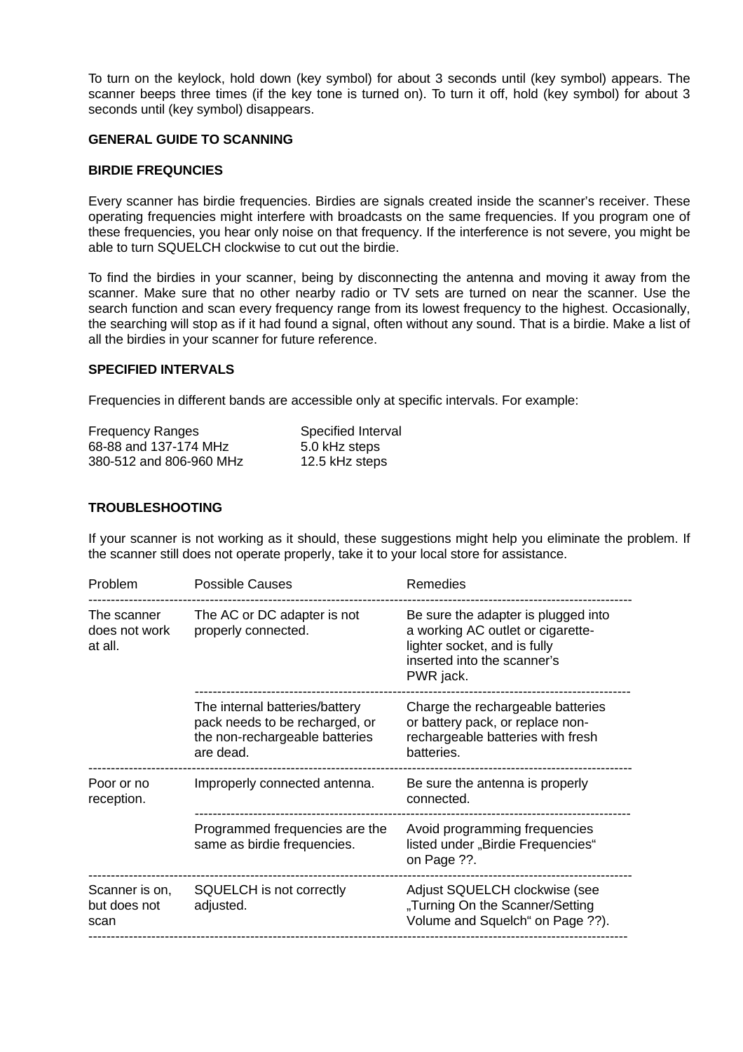To turn on the keylock, hold down (key symbol) for about 3 seconds until (key symbol) appears. The scanner beeps three times (if the key tone is turned on). To turn it off, hold (key symbol) for about 3 seconds until (key symbol) disappears.

**GENERAL GUIDE TO SCANNING**

**BIRDIE FREQUNCIES**

Every scanner has birdie frequencies. Birdies are signals created inside the scanner's receiver. These operating frequencies might interfere with broadcasts on the same frequencies. If you program one of these frequencies, you hear only noise on that frequency. If the interference is not severe, you might be able to turn SQUELCH clockwise to cut out the birdie.

To find the birdies in your scanner, being by disconnecting the antenna and moving it away from the scanner. Make sure that no other nearby radio or TV sets are turned on near the scanner. Use the search function and scan every frequency range from its lowest frequency to the highest. Occasionally, the searching will stop as if it had found a signal, often without any sound. That is a birdie. Make a list of all the birdies in your scanner for future reference.

**SPECIFIED INTERVALS**

Frequencies in different bands are accessible only at specific intervals. For example:

| Frequency Ranges | Specified Interval |
|---|---|
| 68-88 and 137-174 MHz | 5.0 kHz steps |
| 380-512 and 806-960 MHz | 12.5 kHz steps |

**TROUBLESHOOTING**

If your scanner is not working as it should, these suggestions might help you eliminate the problem. If the scanner still does not operate properly, take it to your local store for assistance.

| Problem | Possible Causes | Remedies |
|---|---|---|
| The scanner does not work at all. | The AC or DC adapter is not properly connected. | Be sure the adapter is plugged into a working AC outlet or cigarette-lighter socket, and is fully inserted into the scanner's PWR jack. |
| | The internal batteries/battery pack needs to be recharged, or the non-rechargeable batteries are dead. | Charge the rechargeable batteries or battery pack, or replace non-rechargeable batteries with fresh batteries. |
| Poor or no reception. | Improperly connected antenna. | Be sure the antenna is properly connected. |
| | Programmed frequencies are the same as birdie frequencies. | Avoid programming frequencies listed under „Birdie Frequencies" on Page ??. |
| Scanner is on, but does not scan | SQUELCH is not correctly adjusted. | Adjust SQUELCH clockwise (see „Turning On the Scanner/Setting Volume and Squelch" on Page ??). |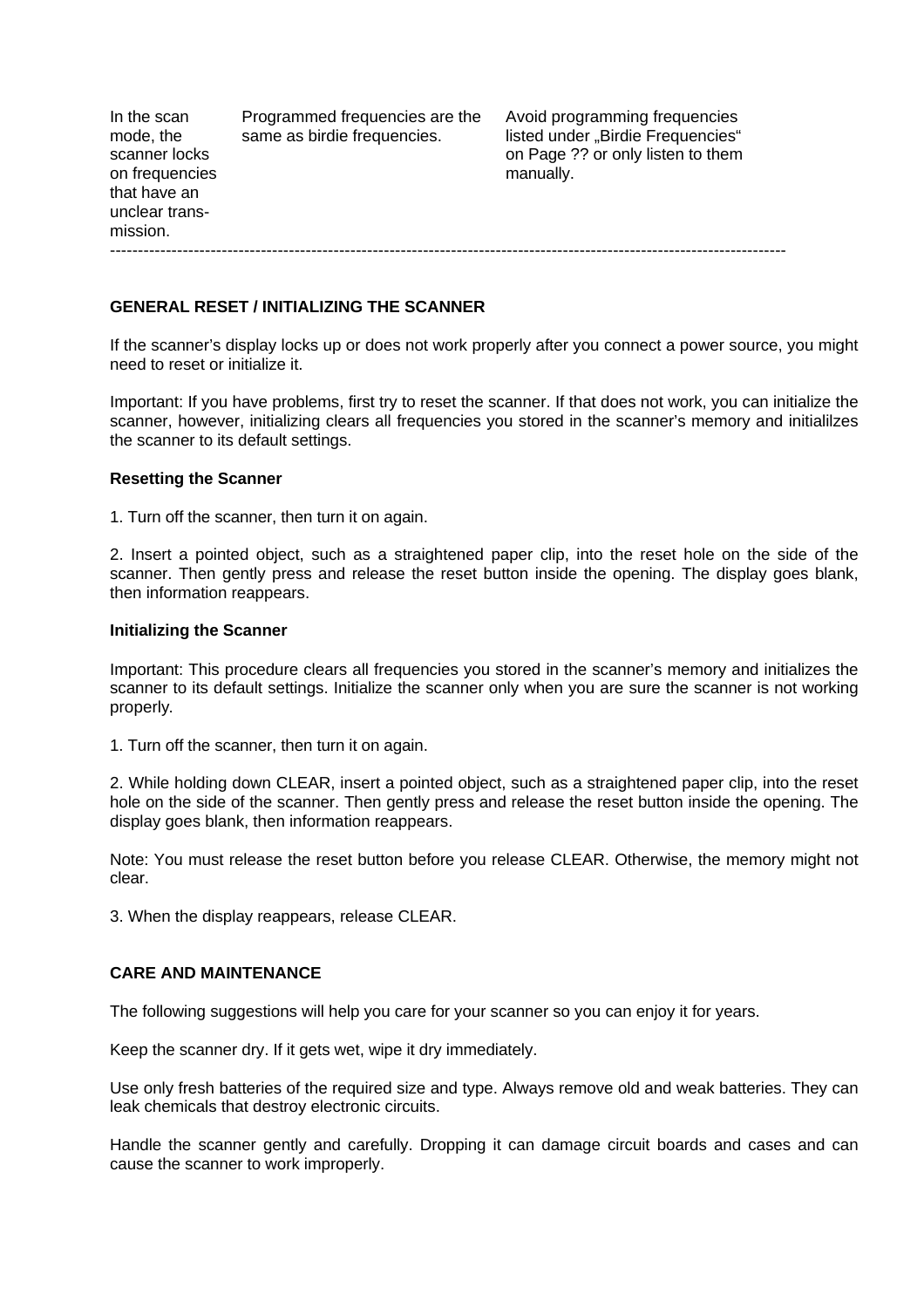| In the scan mode, the scanner locks on frequencies that have an unclear trans-mission. | Programmed frequencies are the same as birdie frequencies. | Avoid programming frequencies listed under „Birdie Frequencies“ on Page ?? or only listen to them manually. |
|---|---|---|

---

**GENERAL RESET / INITIALIZING THE SCANNER**

If the scanner's display locks up or does not work properly after you connect a power source, you might need to reset or initialize it.

Important: If you have problems, first try to reset the scanner. If that does not work, you can initialize the scanner, however, initializing clears all frequencies you stored in the scanner's memory and initialilzes the scanner to its default settings.

**Resetting the Scanner**

1. Turn off the scanner, then turn it on again.

2. Insert a pointed object, such as a straightened paper clip, into the reset hole on the side of the scanner. Then gently press and release the reset button inside the opening. The display goes blank, then information reappears.

**Initializing the Scanner**

Important: This procedure clears all frequencies you stored in the scanner's memory and initializes the scanner to its default settings. Initialize the scanner only when you are sure the scanner is not working properly.

1. Turn off the scanner, then turn it on again.

2. While holding down CLEAR, insert a pointed object, such as a straightened paper clip, into the reset hole on the side of the scanner. Then gently press and release the reset button inside the opening. The display goes blank, then information reappears.

Note: You must release the reset button before you release CLEAR. Otherwise, the memory might not clear.

3. When the display reappears, release CLEAR.

**CARE AND MAINTENANCE**

The following suggestions will help you care for your scanner so you can enjoy it for years.

Keep the scanner dry. If it gets wet, wipe it dry immediately.

Use only fresh batteries of the required size and type. Always remove old and weak batteries. They can leak chemicals that destroy electronic circuits.

Handle the scanner gently and carefully. Dropping it can damage circuit boards and cases and can cause the scanner to work improperly.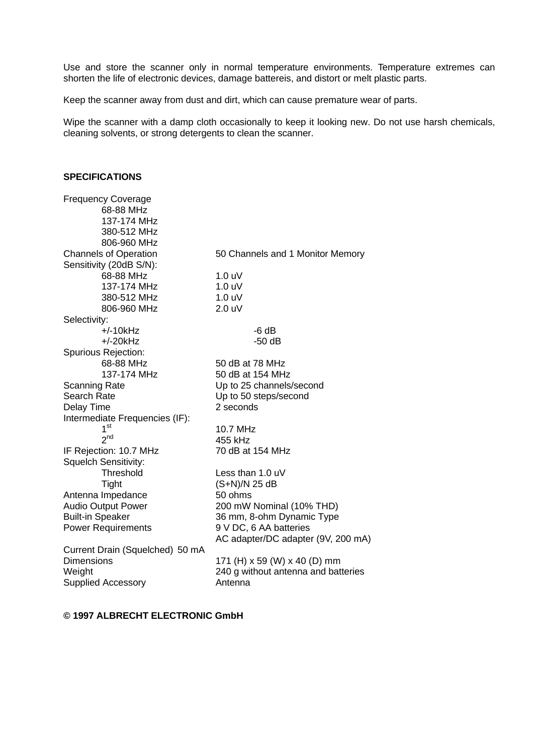Use and store the scanner only in normal temperature environments. Temperature extremes can shorten the life of electronic devices, damage battereis, and distort or melt plastic parts.

Keep the scanner away from dust and dirt, which can cause premature wear of parts.

Wipe the scanner with a damp cloth occasionally to keep it looking new. Do not use harsh chemicals, cleaning solvents, or strong detergents to clean the scanner.

## SPECIFICATIONS

| | |
|---|---|
| Frequency Coverage | |
| 68-88 MHz | |
| 137-174 MHz | |
| 380-512 MHz | |
| 806-960 MHz | |
| Channels of Operation | 50 Channels and 1 Monitor Memory |
| Sensitivity (20dB S/N): | |
| 68-88 MHz | 1.0 uV |
| 137-174 MHz | 1.0 uV |
| 380-512 MHz | 1.0 uV |
| 806-960 MHz | 2.0 uV |
| Selectivity: | |
| +/-10kHz | -6 dB |
| +/-20kHz | -50 dB |
| Spurious Rejection: | |
| 68-88 MHz | 50 dB at 78 MHz |
| 137-174 MHz | 50 dB at 154 MHz |
| Scanning Rate | Up to 25 channels/second |
| Search Rate | Up to 50 steps/second |
| Delay Time | 2 seconds |
| Intermediate Frequencies (IF): | |
| 1st | 10.7 MHz |
| 2nd | 455 kHz |
| IF Rejection: 10.7 MHz | 70 dB at 154 MHz |
| Squelch Sensitivity: | |
| Threshold | Less than 1.0 uV |
| Tight | (S+N)/N 25 dB |
| Antenna Impedance | 50 ohms |
| Audio Output Power | 200 mW Nominal (10% THD) |
| Built-in Speaker | 36 mm, 8-ohm Dynamic Type |
| Power Requirements | 9 V DC, 6 AA batteries |
| | AC adapter/DC adapter (9V, 200 mA) |
| Current Drain (Squelched) | 50 mA |
| Dimensions | 171 (H) x 59 (W) x 40 (D) mm |
| Weight | 240 g without antenna and batteries |
| Supplied Accessory | Antenna |

**© 1997 ALBRECHT ELECTRONIC GmbH**